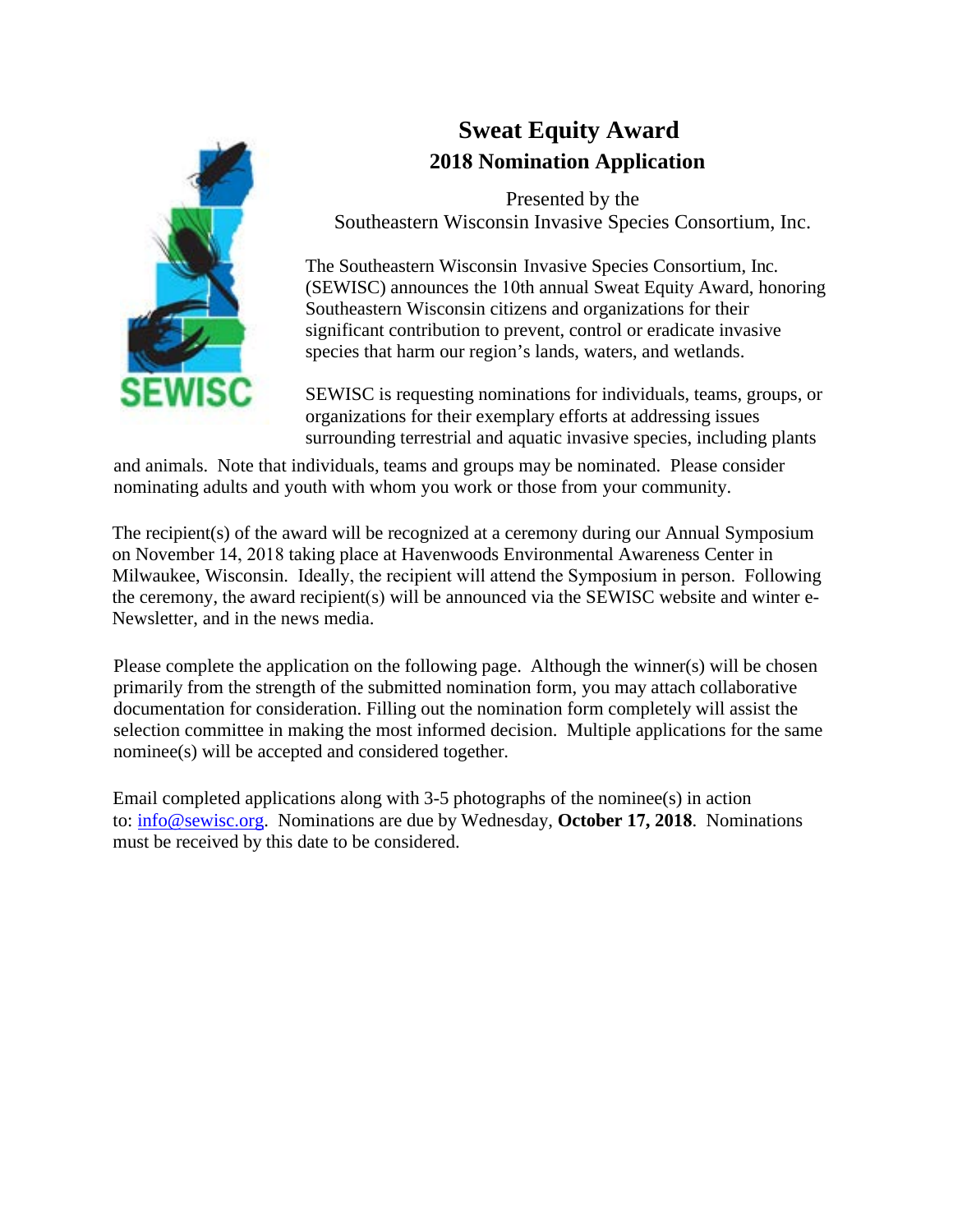# Sweat Equity Award

## 2018 Nomination Application

Presented by the
Southeastern Wisconsin Invasive Species Consortium, Inc.

The Southeastern Wisconsin Invasive Species Consortium, Inc. (SEWISC) announces the 10th annual Sweat Equity Award, honoring Southeastern Wisconsin citizens and organizations for their significant contribution to prevent, control or eradicate invasive species that harm our region's lands, waters, and wetlands.

SEWISC is requesting nominations for individuals, teams, groups, or organizations for their exemplary efforts at addressing issues surrounding terrestrial and aquatic invasive species, including plants and animals. Note that individuals, teams and groups may be nominated. Please consider nominating adults and youth with whom you work or those from your community.

The recipient(s) of the award will be recognized at a ceremony during our Annual Symposium on November 14, 2018 taking place at Havenwoods Environmental Awareness Center in Milwaukee, Wisconsin. Ideally, the recipient will attend the Symposium in person. Following the ceremony, the award recipient(s) will be announced via the SEWISC website and winter e-Newsletter, and in the news media.

Please complete the application on the following page. Although the winner(s) will be chosen primarily from the strength of the submitted nomination form, you may attach collaborative documentation for consideration. Filling out the nomination form completely will assist the selection committee in making the most informed decision. Multiple applications for the same nominee(s) will be accepted and considered together.

Email completed applications along with 3-5 photographs of the nominee(s) in action to: info@sewisc.org. Nominations are due by Wednesday, **October 17, 2018**. Nominations must be received by this date to be considered.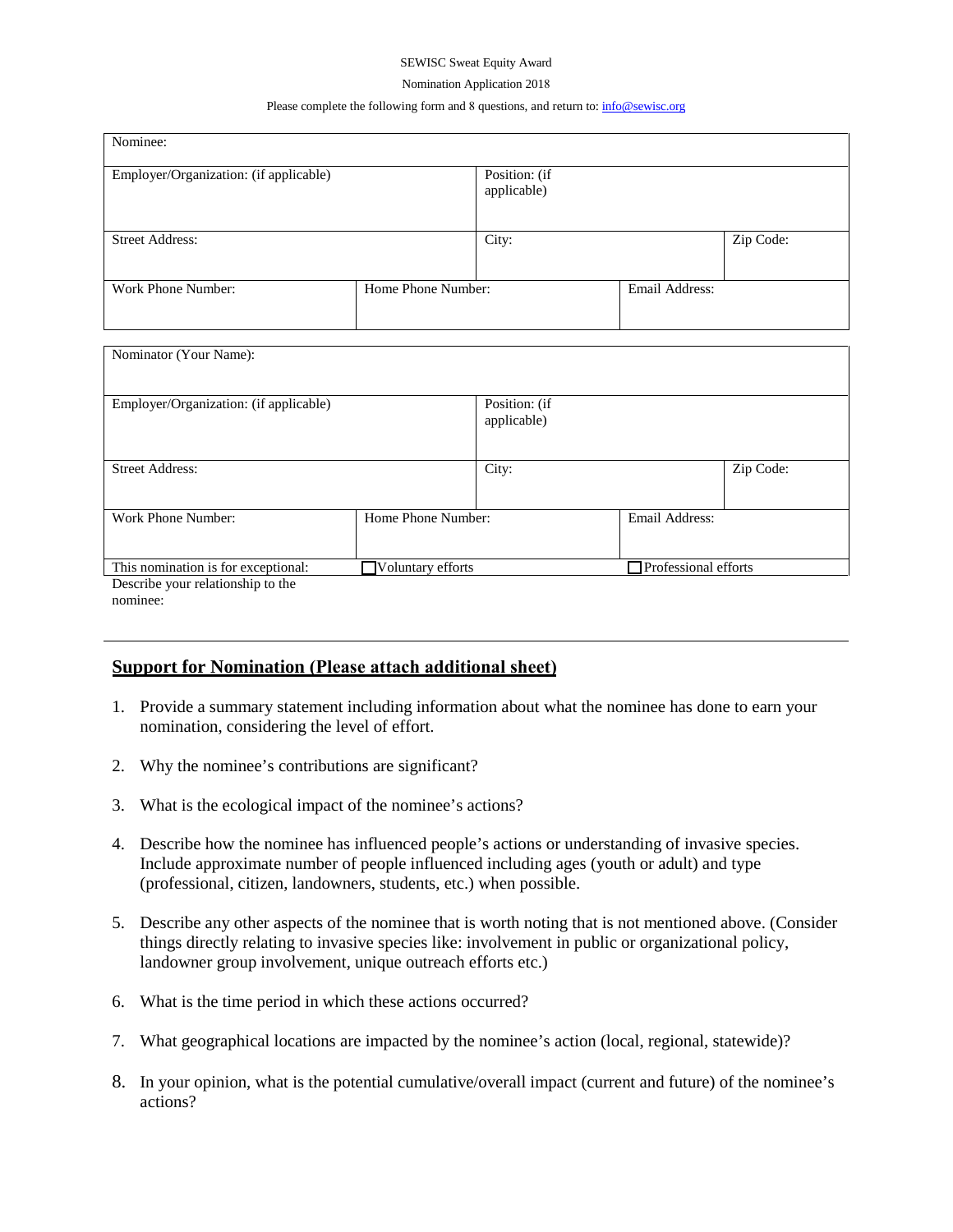SEWISC Sweat Equity Award

Nomination Application 2018

Please complete the following form and 8 questions, and return to: info@sewisc.org

| | | | | |
|---|---|---|---|---|
| Nominee: | | | | |
| Employer/Organization: (if applicable) | | Position: (if applicable) | | |
| Street Address: | | City: | | Zip Code: |
| Work Phone Number: | Home Phone Number: | | Email Address: | |

| | | | | |
|---|---|---|---|---|
| Nominator (Your Name): | | | | |
| Employer/Organization: (if applicable) | | Position: (if applicable) | | |
| Street Address: | | City: | | Zip Code: |
| Work Phone Number: | Home Phone Number: | | Email Address: | |
| This nomination is for exceptional: | ☐ Voluntary efforts | | ☐ Professional efforts | |

Describe your relationship to the nominee:

## Support for Nomination (Please attach additional sheet)

1. Provide a summary statement including information about what the nominee has done to earn your nomination, considering the level of effort.
2. Why the nominee's contributions are significant?
3. What is the ecological impact of the nominee's actions?
4. Describe how the nominee has influenced people's actions or understanding of invasive species. Include approximate number of people influenced including ages (youth or adult) and type (professional, citizen, landowners, students, etc.) when possible.
5. Describe any other aspects of the nominee that is worth noting that is not mentioned above. (Consider things directly relating to invasive species like: involvement in public or organizational policy, landowner group involvement, unique outreach efforts etc.)
6. What is the time period in which these actions occurred?
7. What geographical locations are impacted by the nominee's action (local, regional, statewide)?
8. In your opinion, what is the potential cumulative/overall impact (current and future) of the nominee's actions?